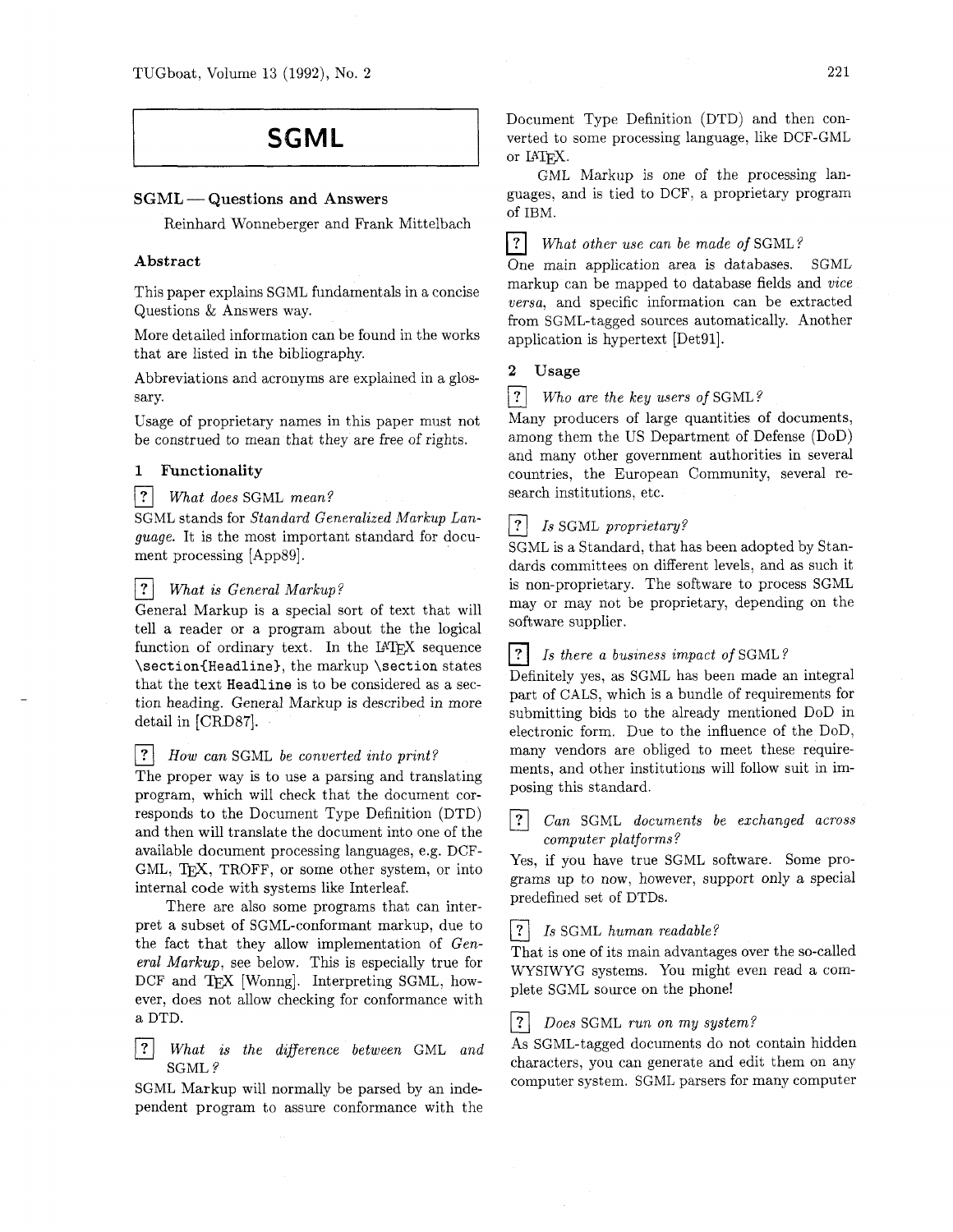# SGML

## SGML — Questions and Answers

Reinhard Wonneberger and Frank Mittelbach

### Abstract

This paper explains SGML fundamentals in a concise Questions & Answers way.

More detailed information can be found in the works that are listed in the bibliography.

Abbreviations and acronyms are explained in a glossary.

Usage of proprietary names in this paper must not be construed to mean that they are free of rights.

### 1 Functionality

**?** *What does* SGML *mean?*

SGML stands for *Standard Generalized Markup Language*. It is the most important standard for document processing [App89].

**?** *What is General Markup?*

General Markup is a special sort of text that will tell a reader or a program about the the logical function of ordinary text. In the LaTeX sequence `\section{Headline}`, the markup `\section` states that the text `Headline` is to be considered as a section heading. General Markup is described in more detail in [CRD87].

**?** *How can* SGML *be converted into print?*

The proper way is to use a parsing and translating program, which will check that the document corresponds to the Document Type Definition (DTD) and then will translate the document into one of the available document processing languages, e.g. DCF-GML, TeX, TROFF, or some other system, or into internal code with systems like Interleaf.

There are also some programs that can interpret a subset of SGML-conformant markup, due to the fact that they allow implementation of *General Markup*, see below. This is especially true for DCF and TeX [Wonng]. Interpreting SGML, however, does not allow checking for conformance with a DTD.

**?** *What is the difference between GML and* SGML*?*

SGML Markup will normally be parsed by an independent program to assure conformance with the Document Type Definition (DTD) and then converted to some processing language, like DCF-GML or LaTeX.

GML Markup is one of the processing languages, and is tied to DCF, a proprietary program of IBM.

**?** *What other use can be made of* SGML*?*

One main application area is databases. SGML markup can be mapped to database fields and *vice versa*, and specific information can be extracted from SGML-tagged sources automatically. Another application is hypertext [Det91].

### 2 Usage

**?** *Who are the key users of* SGML*?*

Many producers of large quantities of documents, among them the US Department of Defense (DoD) and many other government authorities in several countries, the European Community, several research institutions, etc.

**?** *Is* SGML *proprietary?*

SGML is a Standard, that has been adopted by Standards committees on different levels, and as such it is non-proprietary. The software to process SGML may or may not be proprietary, depending on the software supplier.

**?** *Is there a business impact of* SGML*?*

Definitely yes, as SGML has been made an integral part of CALS, which is a bundle of requirements for submitting bids to the already mentioned DoD in electronic form. Due to the influence of the DoD, many vendors are obliged to meet these requirements, and other institutions will follow suit in imposing this standard.

**?** *Can* SGML *documents be exchanged across computer platforms?*

Yes, if you have true SGML software. Some programs up to now, however, support only a special predefined set of DTDs.

**?** *Is* SGML *human readable?*

That is one of its main advantages over the so-called WYSIWYG systems. You might even read a complete SGML source on the phone!

**?** *Does* SGML *run on my system?*

As SGML-tagged documents do not contain hidden characters, you can generate and edit them on any computer system. SGML parsers for many computer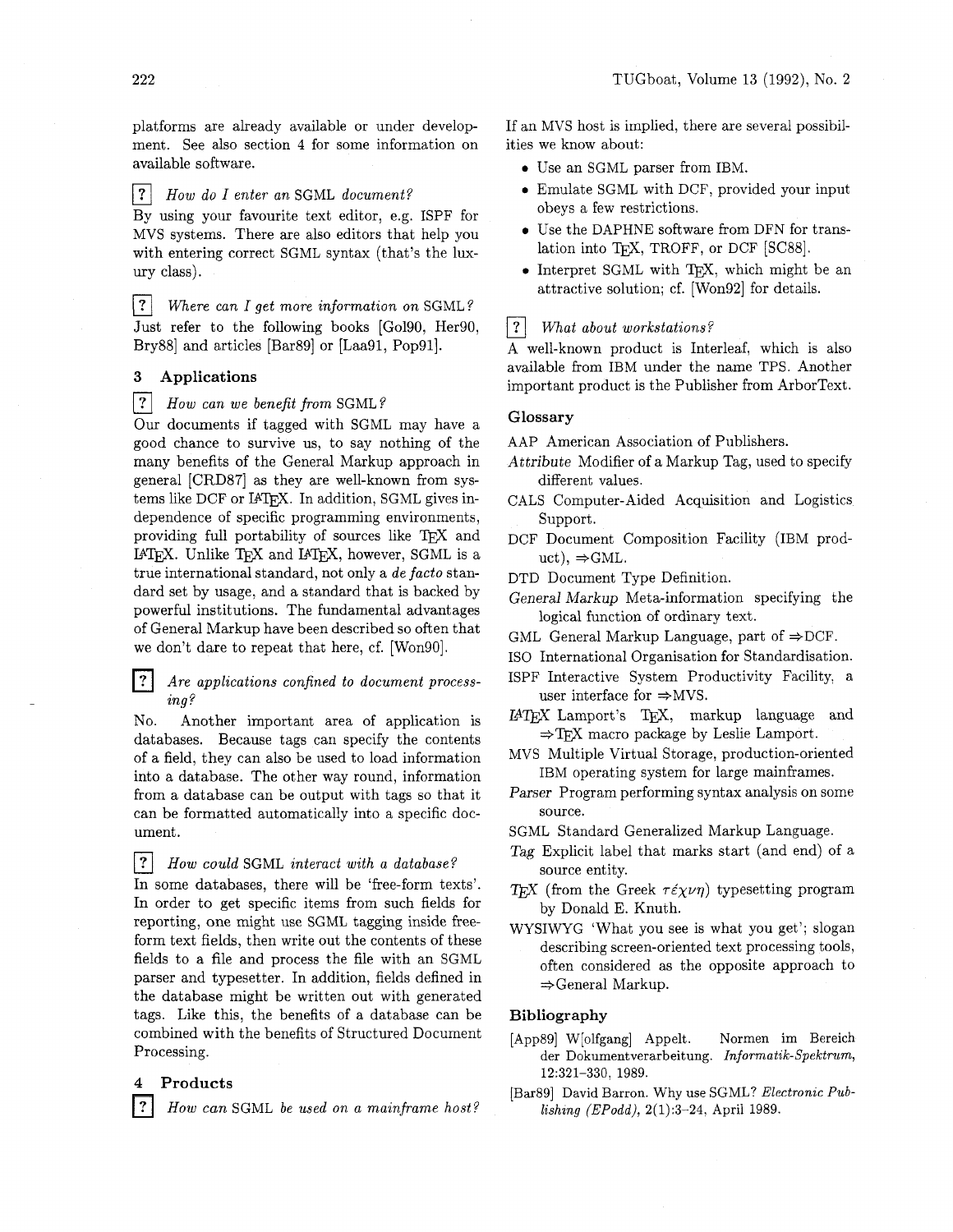platforms are already available or under development. See also section 4 for some information on available software.

**?** *How do I enter an* SGML *document?*

By using your favourite text editor, e.g. ISPF for MVS systems. There are also editors that help you with entering correct SGML syntax (that's the luxury class).

**?** *Where can I get more information on* SGML*?*

Just refer to the following books [Gol90, Her90, Bry88] and articles [Bar89] or [Laa91, Pop91].

## 3 Applications

**?** *How can we benefit from* SGML*?*

Our documents if tagged with SGML may have a good chance to survive us, to say nothing of the many benefits of the General Markup approach in general [CRD87] as they are well-known from systems like DCF or LaTeX. In addition, SGML gives independence of specific programming environments, providing full portability of sources like TeX and LaTeX. Unlike TeX and LaTeX, however, SGML is a true international standard, not only a *de facto* standard set by usage, and a standard that is backed by powerful institutions. The fundamental advantages of General Markup have been described so often that we don't dare to repeat that here, cf. [Won90].

**?** *Are applications confined to document processing?*

No. Another important area of application is databases. Because tags can specify the contents of a field, they can also be used to load information into a database. The other way round, information from a database can be output with tags so that it can be formatted automatically into a specific document.

**?** *How could* SGML *interact with a database?*

In some databases, there will be 'free-form texts'. In order to get specific items from such fields for reporting, one might use SGML tagging inside free-form text fields, then write out the contents of these fields to a file and process the file with an SGML parser and typesetter. In addition, fields defined in the database might be written out with generated tags. Like this, the benefits of a database can be combined with the benefits of Structured Document Processing.

## 4 Products

**?** *How can* SGML *be used on a mainframe host?*

If an MVS host is implied, there are several possibilities we know about:

- Use an SGML parser from IBM.
- Emulate SGML with DCF, provided your input obeys a few restrictions.
- Use the DAPHNE software from DFN for translation into TeX, TROFF, or DCF [SC88].
- Interpret SGML with TeX, which might be an attractive solution; cf. [Won92] for details.

**?** *What about workstations?*

A well-known product is Interleaf, which is also available from IBM under the name TPS. Another important product is the Publisher from ArborText.

### Glossary

AAP American Association of Publishers.

*Attribute* Modifier of a Markup Tag, used to specify different values.

CALS Computer-Aided Acquisition and Logistics Support.

DCF Document Composition Facility (IBM product), ⇒GML.

DTD Document Type Definition.

*General Markup* Meta-information specifying the logical function of ordinary text.

GML General Markup Language, part of ⇒DCF.

ISO International Organisation for Standardisation.

ISPF Interactive System Productivity Facility, a user interface for ⇒MVS.

LaTeX Lamport's TeX, markup language and ⇒TeX macro package by Leslie Lamport.

MVS Multiple Virtual Storage, production-oriented IBM operating system for large mainframes.

*Parser* Program performing syntax analysis on some source.

SGML Standard Generalized Markup Language.

*Tag* Explicit label that marks start (and end) of a source entity.

*TeX* (from the Greek τέχνη) typesetting program by Donald E. Knuth.

WYSIWYG 'What you see is what you get'; slogan describing screen-oriented text processing tools, often considered as the opposite approach to ⇒General Markup.

### Bibliography

[App89] W[olfgang] Appelt. Normen im Bereich der Dokumentverarbeitung. *Informatik-Spektrum*, 12:321–330, 1989.

[Bar89] David Barron. Why use SGML? *Electronic Publishing (EPodd)*, 2(1):3–24, April 1989.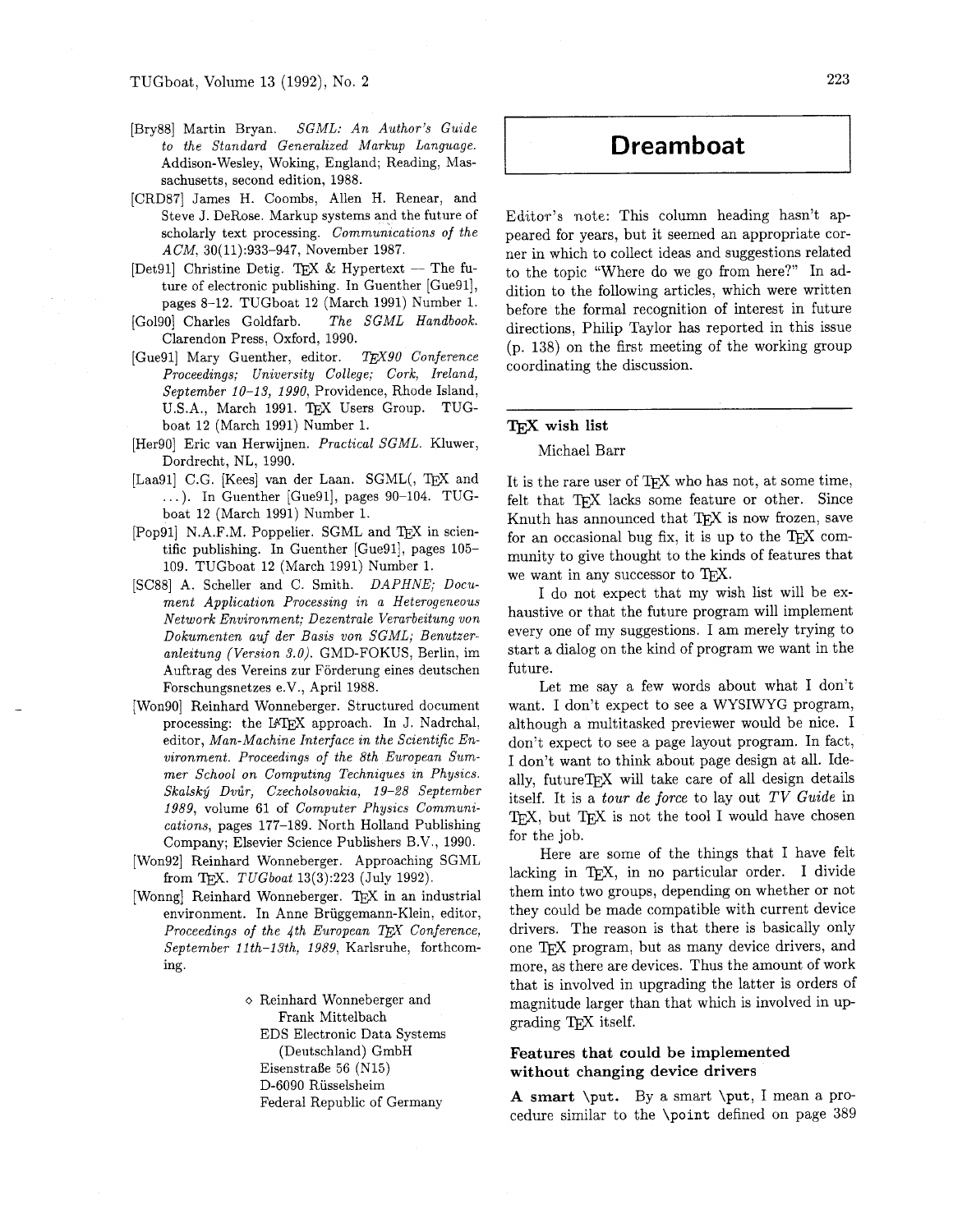[Bry88] Martin Bryan. *SGML: An Author's Guide to the Standard Generalized Markup Language.* Addison-Wesley, Woking, England; Reading, Massachusetts, second edition, 1988.

[CRD87] James H. Coombs, Allen H. Renear, and Steve J. DeRose. Markup systems and the future of scholarly text processing. *Communications of the ACM*, 30(11):933–947, November 1987.

[Det91] Christine Detig. TeX & Hypertext — The future of electronic publishing. In Guenther [Gue91], pages 8–12. TUGboat 12 (March 1991) Number 1.

[Gol90] Charles Goldfarb. *The SGML Handbook.* Clarendon Press, Oxford, 1990.

[Gue91] Mary Guenther, editor. *TeX90 Conference Proceedings; University College; Cork, Ireland, September 10–13, 1990*, Providence, Rhode Island, U.S.A., March 1991. TeX Users Group. TUGboat 12 (March 1991) Number 1.

[Her90] Eric van Herwijnen. *Practical SGML.* Kluwer, Dordrecht, NL, 1990.

[Laa91] C.G. [Kees] van der Laan. SGML(, TeX and ...). In Guenther [Gue91], pages 90–104. TUGboat 12 (March 1991) Number 1.

[Pop91] N.A.F.M. Poppelier. SGML and TeX in scientific publishing. In Guenther [Gue91], pages 105–109. TUGboat 12 (March 1991) Number 1.

[SC88] A. Scheller and C. Smith. *DAPHNE; Document Application Processing in a Heterogeneous Network Environment; Dezentrale Verarbeitung von Dokumenten auf der Basis von SGML; Benutzeranleitung (Version 3.0).* GMD-FOKUS, Berlin, im Auftrag des Vereins zur Förderung eines deutschen Forschungsnetzes e.V., April 1988.

[Won90] Reinhard Wonneberger. Structured document processing: the LaTeX approach. In J. Nadrchal, editor, *Man-Machine Interface in the Scientific Environment. Proceedings of the 8th European Summer School on Computing Techniques in Physics. Skalský Dvůr, Czecholsovakia, 19–28 September 1989*, volume 61 of *Computer Physics Communications*, pages 177–189. North Holland Publishing Company; Elsevier Science Publishers B.V., 1990.

[Won92] Reinhard Wonneberger. Approaching SGML from TeX. *TUGboat* 13(3):223 (July 1992).

[Wonng] Reinhard Wonneberger. TeX in an industrial environment. In Anne Brüggemann-Klein, editor, *Proceedings of the 4th European TeX Conference, September 11th–13th, 1989*, Karlsruhe, forthcoming.

◇ Reinhard Wonneberger and Frank Mittelbach
EDS Electronic Data Systems (Deutschland) GmbH
Eisenstraße 56 (N15)
D-6090 Rüsselsheim
Federal Republic of Germany

# Dreamboat

Editor's note: This column heading hasn't appeared for years, but it seemed an appropriate corner in which to collect ideas and suggestions related to the topic "Where do we go from here?" In addition to the following articles, which were written before the formal recognition of interest in future directions, Philip Taylor has reported in this issue (p. 138) on the first meeting of the working group coordinating the discussion.

---

## TeX wish list

Michael Barr

It is the rare user of TeX who has not, at some time, felt that TeX lacks some feature or other. Since Knuth has announced that TeX is now frozen, save for an occasional bug fix, it is up to the TeX community to give thought to the kinds of features that we want in any successor to TeX.

I do not expect that my wish list will be exhaustive or that the future program will implement every one of my suggestions. I am merely trying to start a dialog on the kind of program we want in the future.

Let me say a few words about what I don't want. I don't expect to see a WYSIWYG program, although a multitasked previewer would be nice. I don't expect to see a page layout program. In fact, I don't want to think about page design at all. Ideally, futureTeX will take care of all design details itself. It is a *tour de force* to lay out *TV Guide* in TeX, but TeX is not the tool I would have chosen for the job.

Here are some of the things that I have felt lacking in TeX, in no particular order. I divide them into two groups, depending on whether or not they could be made compatible with current device drivers. The reason is that there is basically only one TeX program, but as many device drivers, and more, as there are devices. Thus the amount of work that is involved in upgrading the latter is orders of magnitude larger than that which is involved in upgrading TeX itself.

### Features that could be implemented without changing device drivers

**A smart `\put`.** By a smart `\put`, I mean a procedure similar to the `\point` defined on page 389